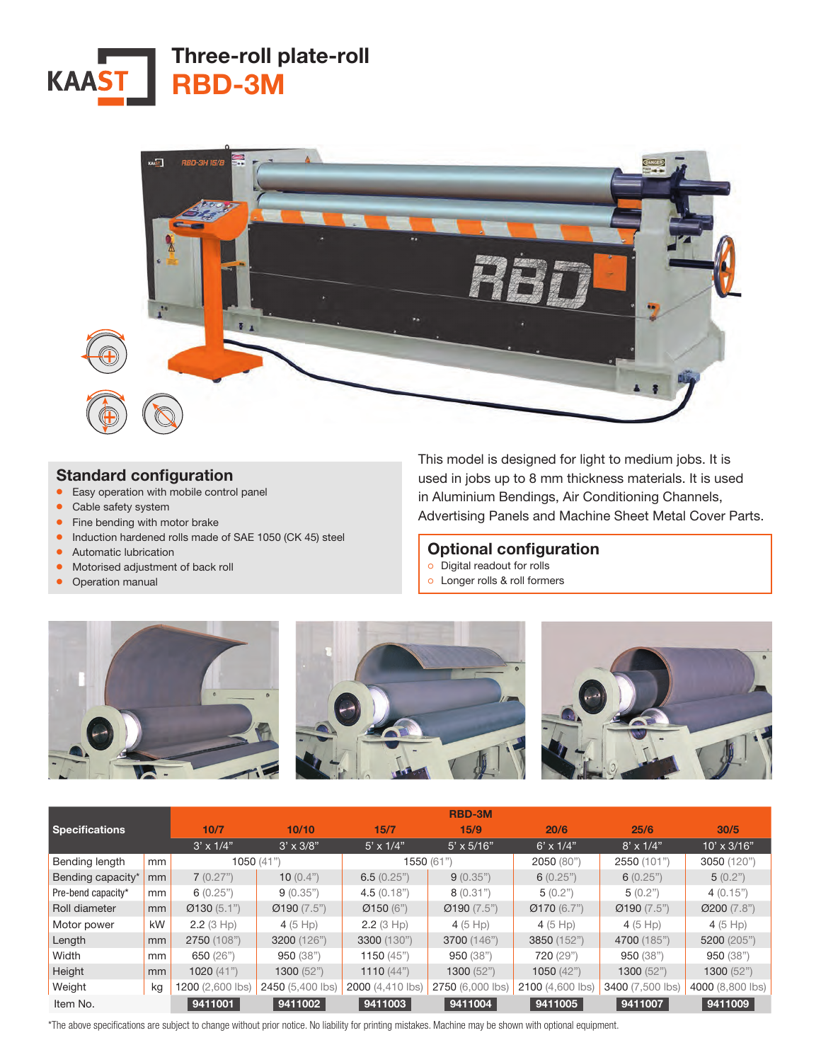# Three-roll plate-roll
# RBD-3M

## Standard configuration

- Easy operation with mobile control panel
- Cable safety system
- Fine bending with motor brake
- Induction hardened rolls made of SAE 1050 (CK 45) steel
- Automatic lubrication
- Motorised adjustment of back roll
- Operation manual

This model is designed for light to medium jobs. It is used in jobs up to 8 mm thickness materials. It is used in Aluminium Bendings, Air Conditioning Channels, Advertising Panels and Machine Sheet Metal Cover Parts.

## Optional configuration

- Digital readout for rolls
- Longer rolls & roll formers

| Specifications | | RBD-3M 10/7 | RBD-3M 10/10 | RBD-3M 15/7 | RBD-3M 15/9 | RBD-3M 20/6 | RBD-3M 25/6 | RBD-3M 30/5 |
|---|---|---|---|---|---|---|---|---|
| | | 3' x 1/4" | 3' x 3/8" | 5' x 1/4" | 5' x 5/16" | 6' x 1/4" | 8' x 1/4" | 10' x 3/16" |
| Bending length | mm | 1050 (41") | 1050 (41") | 1550 (61") | 1550 (61") | 2050 (80") | 2550 (101") | 3050 (120") |
| Bending capacity* | mm | 7 (0.27") | 10 (0.4") | 6.5 (0.25") | 9 (0.35") | 6 (0.25") | 6 (0.25") | 5 (0.2") |
| Pre-bend capacity* | mm | 6 (0.25") | 9 (0.35") | 4.5 (0.18") | 8 (0.31") | 5 (0.2") | 5 (0.2") | 4 (0.15") |
| Roll diameter | mm | Ø130 (5.1") | Ø190 (7.5") | Ø150 (6") | Ø190 (7.5") | Ø170 (6.7") | Ø190 (7.5") | Ø200 (7.8") |
| Motor power | kW | 2.2 (3 Hp) | 4 (5 Hp) | 2.2 (3 Hp) | 4 (5 Hp) | 4 (5 Hp) | 4 (5 Hp) | 4 (5 Hp) |
| Length | mm | 2750 (108") | 3200 (126") | 3300 (130") | 3700 (146") | 3850 (152") | 4700 (185") | 5200 (205") |
| Width | mm | 650 (26") | 950 (38") | 1150 (45") | 950 (38") | 720 (29") | 950 (38") | 950 (38") |
| Height | mm | 1020 (41") | 1300 (52") | 1110 (44") | 1300 (52") | 1050 (42") | 1300 (52") | 1300 (52") |
| Weight | kg | 1200 (2,600 lbs) | 2450 (5,400 lbs) | 2000 (4,410 lbs) | 2750 (6,000 lbs) | 2100 (4,600 lbs) | 3400 (7,500 lbs) | 4000 (8,800 lbs) |
| Item No. | | 9411001 | 9411002 | 9411003 | 9411004 | 9411005 | 9411007 | 9411009 |

*The above specifications are subject to change without prior notice. No liability for printing mistakes. Machine may be shown with optional equipment.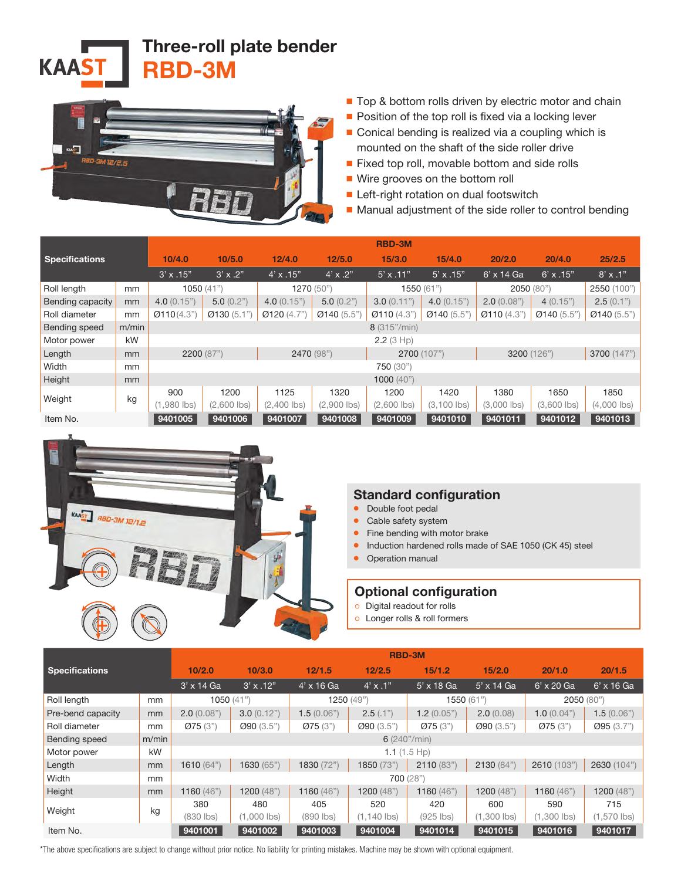# KAAST

## Three-roll plate bender
## RBD-3M

- Top & bottom rolls driven by electric motor and chain
- Position of the top roll is fixed via a locking lever
- Conical bending is realized via a coupling which is mounted on the shaft of the side roller drive
- Fixed top roll, movable bottom and side rolls
- Wire grooves on the bottom roll
- Left-right rotation on dual footswitch
- Manual adjustment of the side roller to control bending

| Specifications | | RBD-3M | | | | | | | | |
|---|---|---|---|---|---|---|---|---|---|---|
| | | 10/4.0 | 10/5.0 | 12/4.0 | 12/5.0 | 15/3.0 | 15/4.0 | 20/2.0 | 20/4.0 | 25/2.5 |
| | | 3' x .15" | 3' x .2" | 4' x .15" | 4' x .2" | 5' x .11" | 5' x .15" | 6' x 14 Ga | 6' x .15" | 8' x .1" |
| Roll length | mm | 1050 (41") | | 1270 (50") | | 1550 (61") | | 2050 (80") | | 2550 (100") |
| Bending capacity | mm | 4.0 (0.15") | 5.0 (0.2") | 4.0 (0.15") | 5.0 (0.2") | 3.0 (0.11") | 4.0 (0.15") | 2.0 (0.08") | 4 (0.15") | 2.5 (0.1") |
| Roll diameter | mm | Ø110 (4.3") | Ø130 (5.1") | Ø120 (4.7") | Ø140 (5.5") | Ø110 (4.3") | Ø140 (5.5") | Ø110 (4.3") | Ø140 (5.5") | Ø140 (5.5") |
| Bending speed | m/min | 8 (315"/min) | | | | | | | | |
| Motor power | kW | 2.2 (3 Hp) | | | | | | | | |
| Length | mm | 2200 (87") | | 2470 (98") | | 2700 (107") | | 3200 (126") | | 3700 (147") |
| Width | mm | 750 (30") | | | | | | | | |
| Height | mm | 1000 (40") | | | | | | | | |
| Weight | kg | 900 (1,980 lbs) | 1200 (2,600 lbs) | 1125 (2,400 lbs) | 1320 (2,900 lbs) | 1200 (2,600 lbs) | 1420 (3,100 lbs) | 1380 (3,000 lbs) | 1650 (3,600 lbs) | 1850 (4,000 lbs) |
| Item No. | | 9401005 | 9401006 | 9401007 | 9401008 | 9401009 | 9401010 | 9401011 | 9401012 | 9401013 |

## Standard configuration

- Double foot pedal
- Cable safety system
- Fine bending with motor brake
- Induction hardened rolls made of SAE 1050 (CK 45) steel
- Operation manual

## Optional configuration

- Digital readout for rolls
- Longer rolls & roll formers

| Specifications | | RBD-3M | | | | | | | |
|---|---|---|---|---|---|---|---|---|---|
| | | 10/2.0 | 10/3.0 | 12/1.5 | 12/2.5 | 15/1.2 | 15/2.0 | 20/1.0 | 20/1.5 |
| | | 3' x 14 Ga | 3' x .12" | 4' x 16 Ga | 4' x .1" | 5' x 18 Ga | 5' x 14 Ga | 6' x 20 Ga | 6' x 16 Ga |
| Roll length | mm | 1050 (41") | | 1250 (49") | | 1550 (61") | | 2050 (80") | |
| Pre-bend capacity | mm | 2.0 (0.08") | 3.0 (0.12") | 1.5 (0.06") | 2.5 (.1") | 1.2 (0.05") | 2.0 (0.08) | 1.0 (0.04") | 1.5 (0.06") |
| Roll diameter | mm | Ø75 (3") | Ø90 (3.5") | Ø75 (3") | Ø90 (3.5") | Ø75 (3") | Ø90 (3.5") | Ø75 (3") | Ø95 (3.7") |
| Bending speed | m/min | 6 (240"/min) | | | | | | | |
| Motor power | kW | 1.1 (1.5 Hp) | | | | | | | |
| Length | mm | 1610 (64") | 1630 (65") | 1830 (72") | 1850 (73") | 2110 (83") | 2130 (84") | 2610 (103") | 2630 (104") |
| Width | mm | 700 (28") | | | | | | | |
| Height | mm | 1160 (46") | 1200 (48") | 1160 (46") | 1200 (48") | 1160 (46") | 1200 (48") | 1160 (46") | 1200 (48") |
| Weight | kg | 380 (830 lbs) | 480 (1,000 lbs) | 405 (890 lbs) | 520 (1,140 lbs) | 420 (925 lbs) | 600 (1,300 lbs) | 590 (1,300 lbs) | 715 (1,570 lbs) |
| Item No. | | 9401001 | 9401002 | 9401003 | 9401004 | 9401014 | 9401015 | 9401016 | 9401017 |

*The above specifications are subject to change without prior notice. No liability for printing mistakes. Machine may be shown with optional equipment.